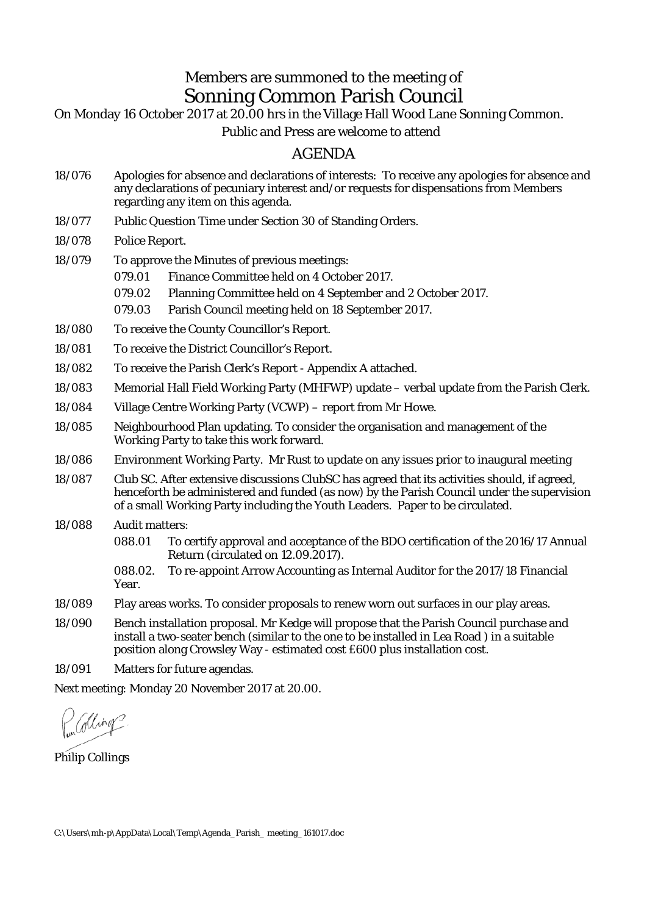Members are summoned to the meeting of

# Sonning Common Parish Council

On Monday 16 October 2017 at 20.00 hrs in the Village Hall Wood Lane Sonning Common.

Public and Press are welcome to attend

## AGENDA

18/076 Apologies for absence and declarations of interests: To receive any apologies for absence and any declarations of pecuniary interest and/or requests for dispensations from Members regarding any item on this agenda.

18/077 Public Question Time under Section 30 of Standing Orders.

18/078 Police Report.

18/079 To approve the Minutes of previous meetings:

- 079.01 Finance Committee held on 4 October 2017.
- 079.02 Planning Committee held on 4 September and 2 October 2017.
- 079.03 Parish Council meeting held on 18 September 2017.

18/080 To receive the County Councillor's Report.

18/081 To receive the District Councillor's Report.

18/082 To receive the Parish Clerk's Report - Appendix A attached.

18/083 Memorial Hall Field Working Party (MHFWP) update – verbal update from the Parish Clerk.

18/084 Village Centre Working Party (VCWP) – report from Mr Howe.

18/085 Neighbourhood Plan updating. To consider the organisation and management of the Working Party to take this work forward.

18/086 Environment Working Party. Mr Rust to update on any issues prior to inaugural meeting

18/087 Club SC. After extensive discussions ClubSC has agreed that its activities should, if agreed, henceforth be administered and funded (as now) by the Parish Council under the supervision of a small Working Party including the Youth Leaders. Paper to be circulated.

18/088 Audit matters:

- 088.01 To certify approval and acceptance of the BDO certification of the 2016/17 Annual Return (circulated on 12.09.2017).
- 088.02. To re-appoint Arrow Accounting as Internal Auditor for the 2017/18 Financial Year.

18/089 Play areas works. To consider proposals to renew worn out surfaces in our play areas.

18/090 Bench installation proposal. Mr Kedge will propose that the Parish Council purchase and install a two-seater bench (similar to the one to be installed in Lea Road ) in a suitable position along Crowsley Way - estimated cost £600 plus installation cost.

18/091 Matters for future agendas.

Next meeting: Monday 20 November 2017 at 20.00.

Philip Collings

C:\Users\mh-p\AppData\Local\Temp\Agenda_Parish_ meeting_161017.doc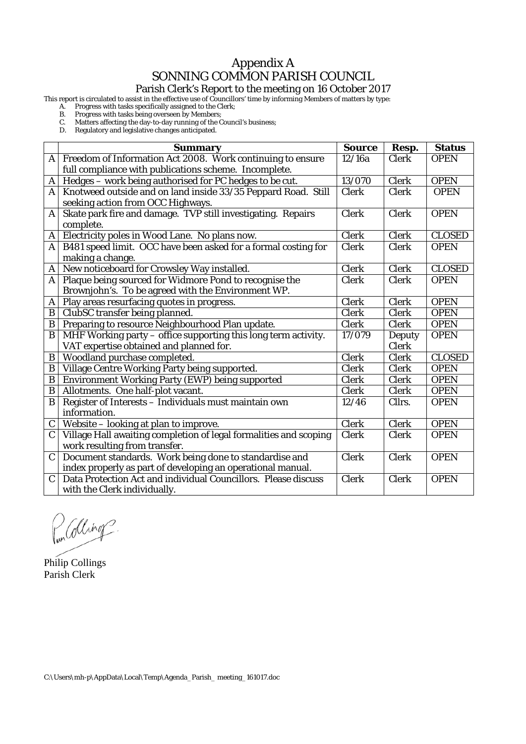# Appendix A
# SONNING COMMON PARISH COUNCIL
## Parish Clerk's Report to the meeting on 16 October 2017

This report is circulated to assist in the effective use of Councillors' time by informing Members of matters by type:

A. Progress with tasks specifically assigned to the Clerk;
B. Progress with tasks being overseen by Members;
C. Matters affecting the day-to-day running of the Council's business;
D. Regulatory and legislative changes anticipated.

| | Summary | Source | Resp. | Status |
|---|---|---|---|---|
| A | Freedom of Information Act 2008. Work continuing to ensure full compliance with publications scheme. Incomplete. | 12/16a | Clerk | OPEN |
| A | Hedges – work being authorised for PC hedges to be cut. | 13/070 | Clerk | OPEN |
| A | Knotweed outside and on land inside 33/35 Peppard Road. Still seeking action from OCC Highways. | Clerk | Clerk | OPEN |
| A | Skate park fire and damage. TVP still investigating. Repairs complete. | Clerk | Clerk | OPEN |
| A | Electricity poles in Wood Lane. No plans now. | Clerk | Clerk | CLOSED |
| A | B481 speed limit. OCC have been asked for a formal costing for making a change. | Clerk | Clerk | OPEN |
| A | New noticeboard for Crowsley Way installed. | Clerk | Clerk | CLOSED |
| A | Plaque being sourced for Widmore Pond to recognise the Brownjohn's. To be agreed with the Environment WP. | Clerk | Clerk | OPEN |
| A | Play areas resurfacing quotes in progress. | Clerk | Clerk | OPEN |
| B | ClubSC transfer being planned. | Clerk | Clerk | OPEN |
| B | Preparing to resource Neighbourhood Plan update. | Clerk | Clerk | OPEN |
| B | MHF Working party – office supporting this long term activity. VAT expertise obtained and planned for. | 17/079 | Deputy Clerk | OPEN |
| B | Woodland purchase completed. | Clerk | Clerk | CLOSED |
| B | Village Centre Working Party being supported. | Clerk | Clerk | OPEN |
| B | Environment Working Party (EWP) being supported | Clerk | Clerk | OPEN |
| B | Allotments. One half-plot vacant. | Clerk | Clerk | OPEN |
| B | Register of Interests – Individuals must maintain own information. | 12/46 | Cllrs. | OPEN |
| C | Website – looking at plan to improve. | Clerk | Clerk | OPEN |
| C | Village Hall awaiting completion of legal formalities and scoping work resulting from transfer. | Clerk | Clerk | OPEN |
| C | Document standards. Work being done to standardise and index properly as part of developing an operational manual. | Clerk | Clerk | OPEN |
| C | Data Protection Act and individual Councillors. Please discuss with the Clerk individually. | Clerk | Clerk | OPEN |

Philip Collings
Parish Clerk

C:\Users\mh-p\AppData\Local\Temp\Agenda_Parish_ meeting_161017.doc